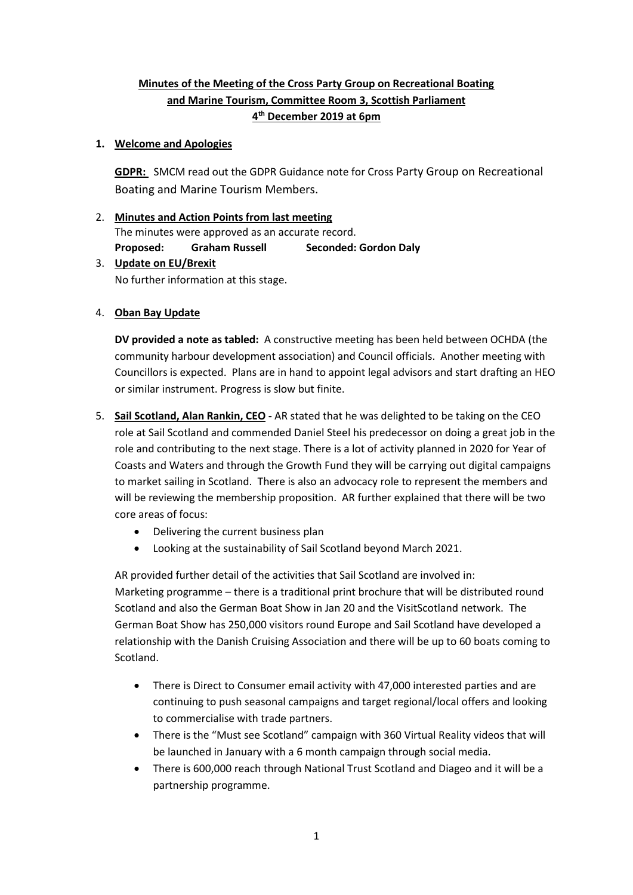**Minutes of the Meeting of the Cross Party Group on Recreational Boating and Marine Tourism, Committee Room 3, Scottish Parliament**
**4th December 2019 at 6pm**

1. **Welcome and Apologies**

   **GDPR:** SMCM read out the GDPR Guidance note for Cross Party Group on Recreational Boating and Marine Tourism Members.

2. **Minutes and Action Points from last meeting**
   The minutes were approved as an accurate record.
   **Proposed: Graham Russell Seconded: Gordon Daly**

3. **Update on EU/Brexit**
   No further information at this stage.

4. **Oban Bay Update**

   **DV provided a note as tabled:** A constructive meeting has been held between OCHDA (the community harbour development association) and Council officials. Another meeting with Councillors is expected. Plans are in hand to appoint legal advisors and start drafting an HEO or similar instrument. Progress is slow but finite.

5. **Sail Scotland, Alan Rankin, CEO -** AR stated that he was delighted to be taking on the CEO role at Sail Scotland and commended Daniel Steel his predecessor on doing a great job in the role and contributing to the next stage. There is a lot of activity planned in 2020 for Year of Coasts and Waters and through the Growth Fund they will be carrying out digital campaigns to market sailing in Scotland. There is also an advocacy role to represent the members and will be reviewing the membership proposition. AR further explained that there will be two core areas of focus:

   - Delivering the current business plan
   - Looking at the sustainability of Sail Scotland beyond March 2021.

   AR provided further detail of the activities that Sail Scotland are involved in:
   Marketing programme – there is a traditional print brochure that will be distributed round Scotland and also the German Boat Show in Jan 20 and the VisitScotland network. The German Boat Show has 250,000 visitors round Europe and Sail Scotland have developed a relationship with the Danish Cruising Association and there will be up to 60 boats coming to Scotland.

   - There is Direct to Consumer email activity with 47,000 interested parties and are continuing to push seasonal campaigns and target regional/local offers and looking to commercialise with trade partners.
   - There is the "Must see Scotland" campaign with 360 Virtual Reality videos that will be launched in January with a 6 month campaign through social media.
   - There is 600,000 reach through National Trust Scotland and Diageo and it will be a partnership programme.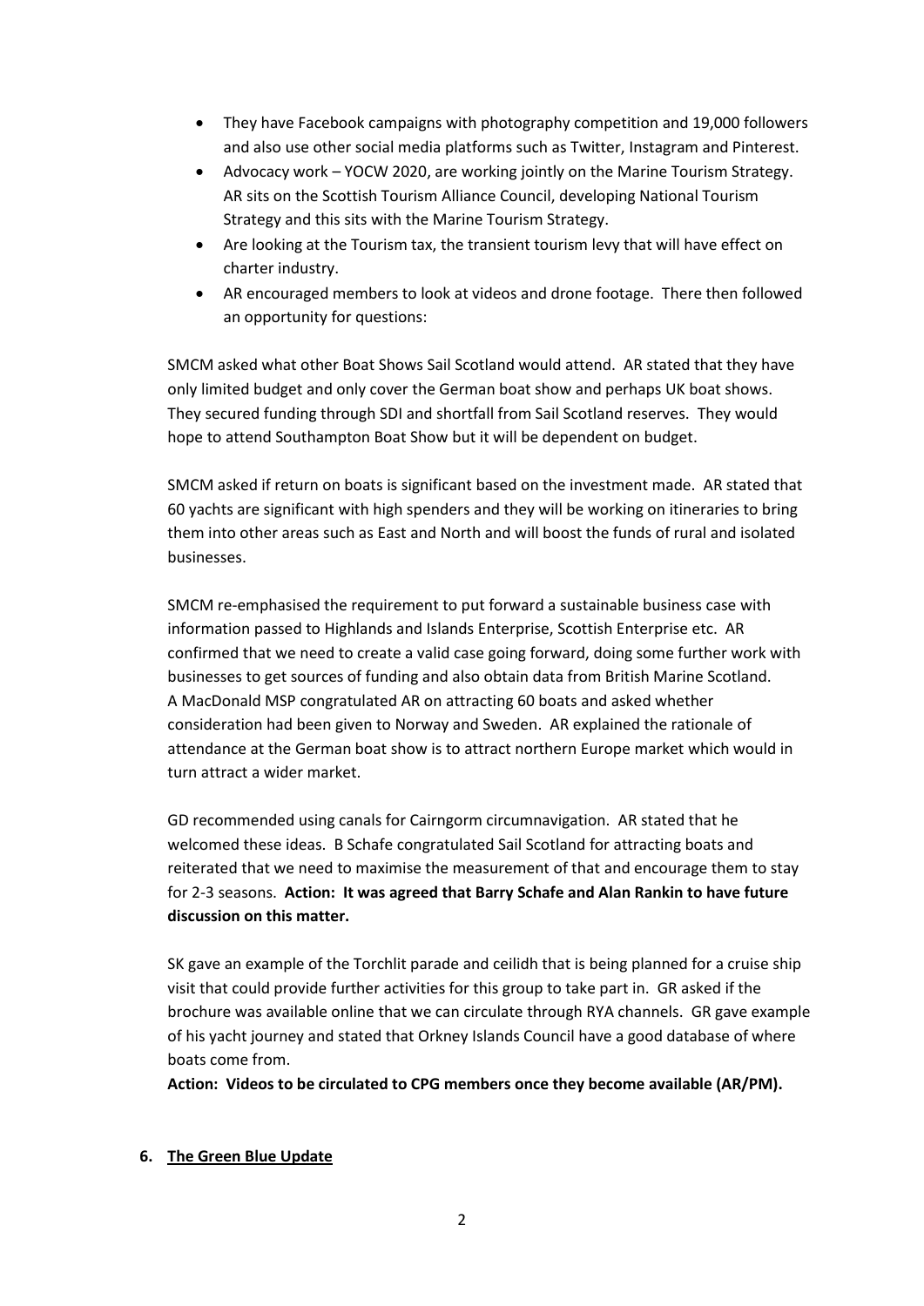- They have Facebook campaigns with photography competition and 19,000 followers and also use other social media platforms such as Twitter, Instagram and Pinterest.
- Advocacy work – YOCW 2020, are working jointly on the Marine Tourism Strategy. AR sits on the Scottish Tourism Alliance Council, developing National Tourism Strategy and this sits with the Marine Tourism Strategy.
- Are looking at the Tourism tax, the transient tourism levy that will have effect on charter industry.
- AR encouraged members to look at videos and drone footage. There then followed an opportunity for questions:

SMCM asked what other Boat Shows Sail Scotland would attend. AR stated that they have only limited budget and only cover the German boat show and perhaps UK boat shows. They secured funding through SDI and shortfall from Sail Scotland reserves. They would hope to attend Southampton Boat Show but it will be dependent on budget.

SMCM asked if return on boats is significant based on the investment made. AR stated that 60 yachts are significant with high spenders and they will be working on itineraries to bring them into other areas such as East and North and will boost the funds of rural and isolated businesses.

SMCM re-emphasised the requirement to put forward a sustainable business case with information passed to Highlands and Islands Enterprise, Scottish Enterprise etc. AR confirmed that we need to create a valid case going forward, doing some further work with businesses to get sources of funding and also obtain data from British Marine Scotland. A MacDonald MSP congratulated AR on attracting 60 boats and asked whether consideration had been given to Norway and Sweden. AR explained the rationale of attendance at the German boat show is to attract northern Europe market which would in turn attract a wider market.

GD recommended using canals for Cairngorm circumnavigation. AR stated that he welcomed these ideas. B Schafe congratulated Sail Scotland for attracting boats and reiterated that we need to maximise the measurement of that and encourage them to stay for 2-3 seasons. **Action: It was agreed that Barry Schafe and Alan Rankin to have future discussion on this matter.**

SK gave an example of the Torchlit parade and ceilidh that is being planned for a cruise ship visit that could provide further activities for this group to take part in. GR asked if the brochure was available online that we can circulate through RYA channels. GR gave example of his yacht journey and stated that Orkney Islands Council have a good database of where boats come from.

**Action: Videos to be circulated to CPG members once they become available (AR/PM).**

**6. The Green Blue Update**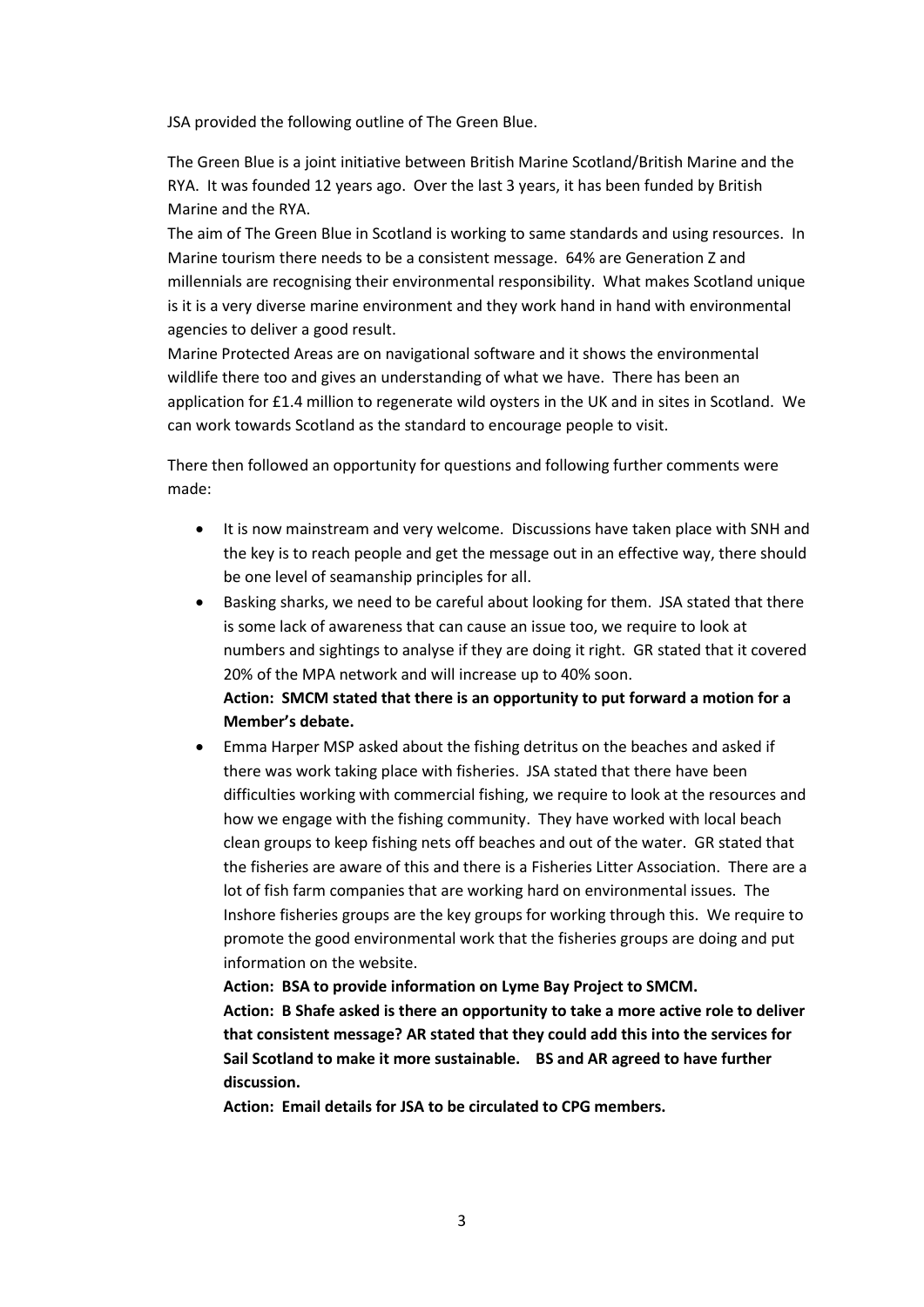JSA provided the following outline of The Green Blue.

The Green Blue is a joint initiative between British Marine Scotland/British Marine and the RYA. It was founded 12 years ago. Over the last 3 years, it has been funded by British Marine and the RYA.
The aim of The Green Blue in Scotland is working to same standards and using resources. In Marine tourism there needs to be a consistent message. 64% are Generation Z and millennials are recognising their environmental responsibility. What makes Scotland unique is it is a very diverse marine environment and they work hand in hand with environmental agencies to deliver a good result.
Marine Protected Areas are on navigational software and it shows the environmental wildlife there too and gives an understanding of what we have. There has been an application for £1.4 million to regenerate wild oysters in the UK and in sites in Scotland. We can work towards Scotland as the standard to encourage people to visit.

There then followed an opportunity for questions and following further comments were made:

- It is now mainstream and very welcome. Discussions have taken place with SNH and the key is to reach people and get the message out in an effective way, there should be one level of seamanship principles for all.
- Basking sharks, we need to be careful about looking for them. JSA stated that there is some lack of awareness that can cause an issue too, we require to look at numbers and sightings to analyse if they are doing it right. GR stated that it covered 20% of the MPA network and will increase up to 40% soon.
  **Action: SMCM stated that there is an opportunity to put forward a motion for a Member's debate.**
- Emma Harper MSP asked about the fishing detritus on the beaches and asked if there was work taking place with fisheries. JSA stated that there have been difficulties working with commercial fishing, we require to look at the resources and how we engage with the fishing community. They have worked with local beach clean groups to keep fishing nets off beaches and out of the water. GR stated that the fisheries are aware of this and there is a Fisheries Litter Association. There are a lot of fish farm companies that are working hard on environmental issues. The Inshore fisheries groups are the key groups for working through this. We require to promote the good environmental work that the fisheries groups are doing and put information on the website.
  **Action: BSA to provide information on Lyme Bay Project to SMCM.**
  **Action: B Shafe asked is there an opportunity to take a more active role to deliver that consistent message? AR stated that they could add this into the services for Sail Scotland to make it more sustainable. BS and AR agreed to have further discussion.**
  **Action: Email details for JSA to be circulated to CPG members.**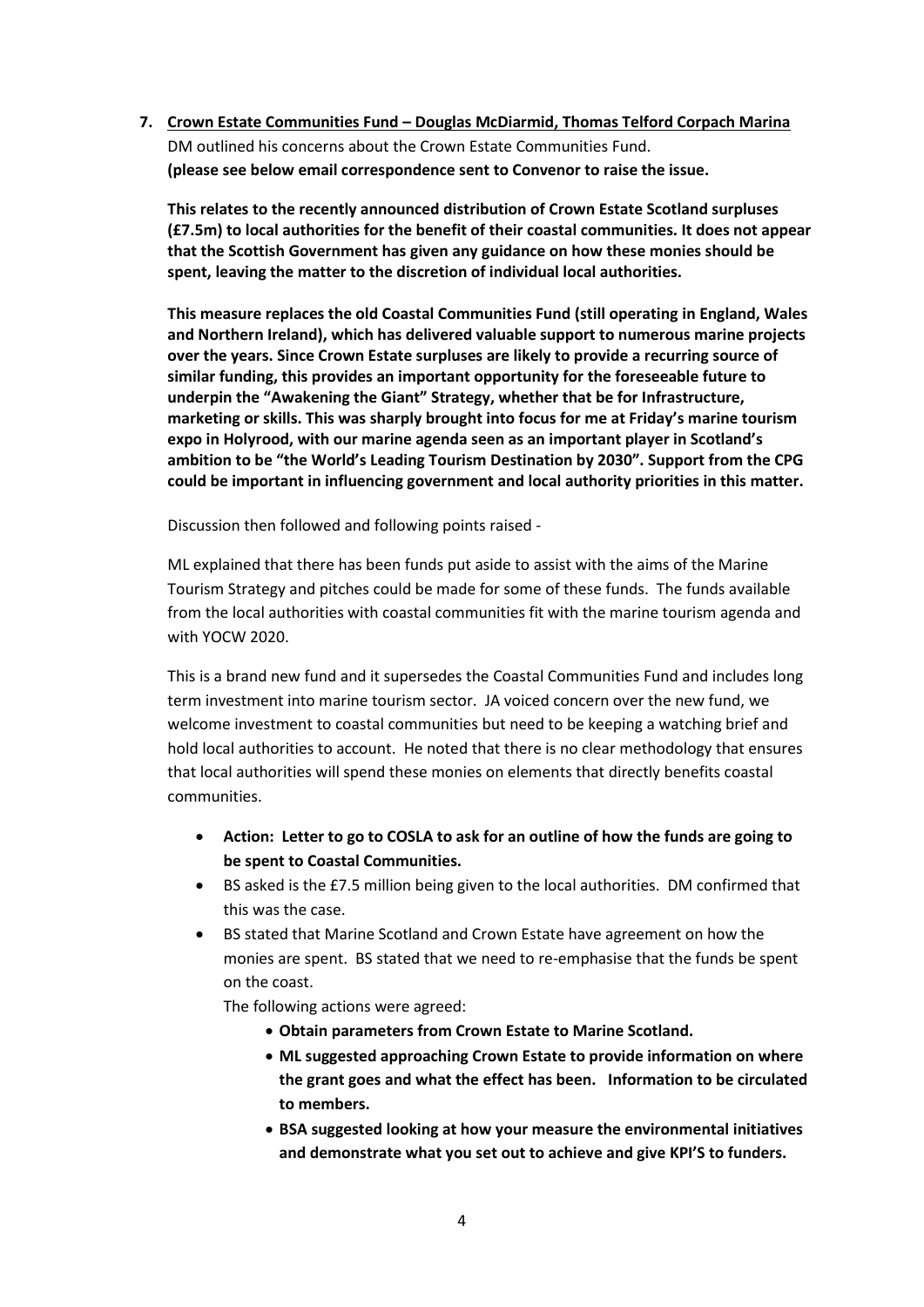7. **Crown Estate Communities Fund – Douglas McDiarmid, Thomas Telford Corpach Marina**

DM outlined his concerns about the Crown Estate Communities Fund.
**(please see below email correspondence sent to Convenor to raise the issue.**

**This relates to the recently announced distribution of Crown Estate Scotland surpluses (£7.5m) to local authorities for the benefit of their coastal communities. It does not appear that the Scottish Government has given any guidance on how these monies should be spent, leaving the matter to the discretion of individual local authorities.**

**This measure replaces the old Coastal Communities Fund (still operating in England, Wales and Northern Ireland), which has delivered valuable support to numerous marine projects over the years. Since Crown Estate surpluses are likely to provide a recurring source of similar funding, this provides an important opportunity for the foreseeable future to underpin the "Awakening the Giant" Strategy, whether that be for Infrastructure, marketing or skills. This was sharply brought into focus for me at Friday's marine tourism expo in Holyrood, with our marine agenda seen as an important player in Scotland's ambition to be "the World's Leading Tourism Destination by 2030". Support from the CPG could be important in influencing government and local authority priorities in this matter.**

Discussion then followed and following points raised -

ML explained that there has been funds put aside to assist with the aims of the Marine Tourism Strategy and pitches could be made for some of these funds. The funds available from the local authorities with coastal communities fit with the marine tourism agenda and with YOCW 2020.

This is a brand new fund and it supersedes the Coastal Communities Fund and includes long term investment into marine tourism sector. JA voiced concern over the new fund, we welcome investment to coastal communities but need to be keeping a watching brief and hold local authorities to account. He noted that there is no clear methodology that ensures that local authorities will spend these monies on elements that directly benefits coastal communities.

- **Action: Letter to go to COSLA to ask for an outline of how the funds are going to be spent to Coastal Communities.**
- BS asked is the £7.5 million being given to the local authorities. DM confirmed that this was the case.
- BS stated that Marine Scotland and Crown Estate have agreement on how the monies are spent. BS stated that we need to re-emphasise that the funds be spent on the coast.

  The following actions were agreed:

  - **Obtain parameters from Crown Estate to Marine Scotland.**
  - **ML suggested approaching Crown Estate to provide information on where the grant goes and what the effect has been. Information to be circulated to members.**
  - **BSA suggested looking at how your measure the environmental initiatives and demonstrate what you set out to achieve and give KPI'S to funders.**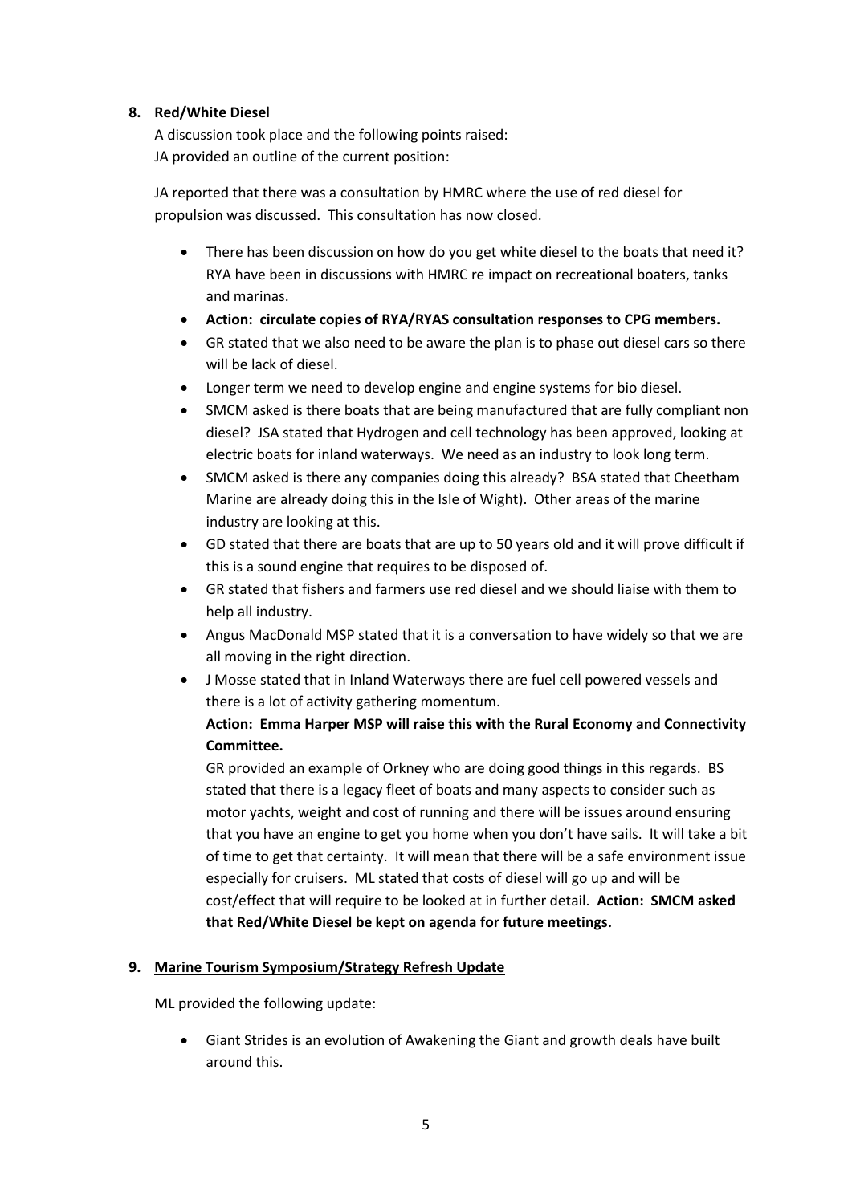**8. Red/White Diesel**

A discussion took place and the following points raised:
JA provided an outline of the current position:

JA reported that there was a consultation by HMRC where the use of red diesel for propulsion was discussed. This consultation has now closed.

- There has been discussion on how do you get white diesel to the boats that need it? RYA have been in discussions with HMRC re impact on recreational boaters, tanks and marinas.
- **Action: circulate copies of RYA/RYAS consultation responses to CPG members.**
- GR stated that we also need to be aware the plan is to phase out diesel cars so there will be lack of diesel.
- Longer term we need to develop engine and engine systems for bio diesel.
- SMCM asked is there boats that are being manufactured that are fully compliant non diesel? JSA stated that Hydrogen and cell technology has been approved, looking at electric boats for inland waterways. We need as an industry to look long term.
- SMCM asked is there any companies doing this already? BSA stated that Cheetham Marine are already doing this in the Isle of Wight). Other areas of the marine industry are looking at this.
- GD stated that there are boats that are up to 50 years old and it will prove difficult if this is a sound engine that requires to be disposed of.
- GR stated that fishers and farmers use red diesel and we should liaise with them to help all industry.
- Angus MacDonald MSP stated that it is a conversation to have widely so that we are all moving in the right direction.
- J Mosse stated that in Inland Waterways there are fuel cell powered vessels and there is a lot of activity gathering momentum.
  **Action: Emma Harper MSP will raise this with the Rural Economy and Connectivity Committee.**
  GR provided an example of Orkney who are doing good things in this regards. BS stated that there is a legacy fleet of boats and many aspects to consider such as motor yachts, weight and cost of running and there will be issues around ensuring that you have an engine to get you home when you don't have sails. It will take a bit of time to get that certainty. It will mean that there will be a safe environment issue especially for cruisers. ML stated that costs of diesel will go up and will be cost/effect that will require to be looked at in further detail. **Action: SMCM asked that Red/White Diesel be kept on agenda for future meetings.**

**9. Marine Tourism Symposium/Strategy Refresh Update**

ML provided the following update:

- Giant Strides is an evolution of Awakening the Giant and growth deals have built around this.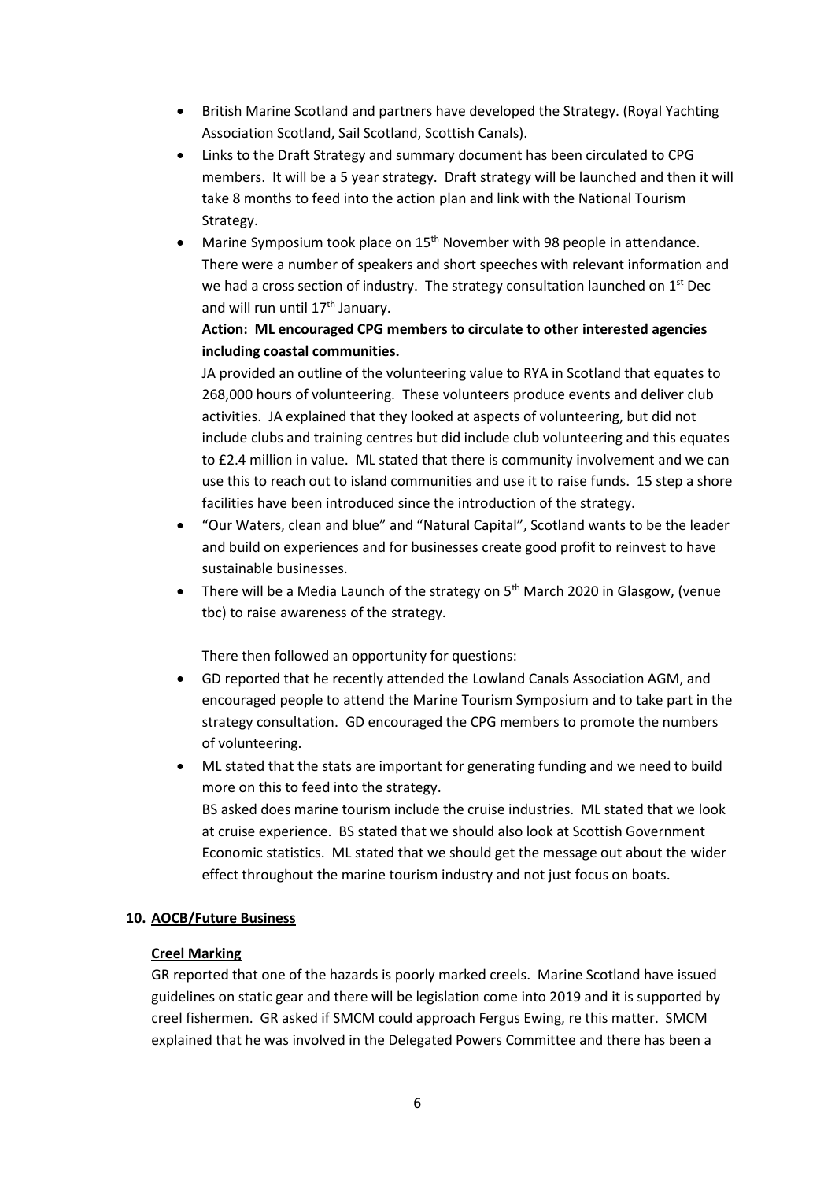- British Marine Scotland and partners have developed the Strategy. (Royal Yachting Association Scotland, Sail Scotland, Scottish Canals).
- Links to the Draft Strategy and summary document has been circulated to CPG members. It will be a 5 year strategy. Draft strategy will be launched and then it will take 8 months to feed into the action plan and link with the National Tourism Strategy.
- Marine Symposium took place on 15th November with 98 people in attendance. There were a number of speakers and short speeches with relevant information and we had a cross section of industry. The strategy consultation launched on 1st Dec and will run until 17th January.

  **Action: ML encouraged CPG members to circulate to other interested agencies including coastal communities.**

  JA provided an outline of the volunteering value to RYA in Scotland that equates to 268,000 hours of volunteering. These volunteers produce events and deliver club activities. JA explained that they looked at aspects of volunteering, but did not include clubs and training centres but did include club volunteering and this equates to £2.4 million in value. ML stated that there is community involvement and we can use this to reach out to island communities and use it to raise funds. 15 step a shore facilities have been introduced since the introduction of the strategy.
- "Our Waters, clean and blue" and "Natural Capital", Scotland wants to be the leader and build on experiences and for businesses create good profit to reinvest to have sustainable businesses.
- There will be a Media Launch of the strategy on 5th March 2020 in Glasgow, (venue tbc) to raise awareness of the strategy.

  There then followed an opportunity for questions:

- GD reported that he recently attended the Lowland Canals Association AGM, and encouraged people to attend the Marine Tourism Symposium and to take part in the strategy consultation. GD encouraged the CPG members to promote the numbers of volunteering.
- ML stated that the stats are important for generating funding and we need to build more on this to feed into the strategy.

  BS asked does marine tourism include the cruise industries. ML stated that we look at cruise experience. BS stated that we should also look at Scottish Government Economic statistics. ML stated that we should get the message out about the wider effect throughout the marine tourism industry and not just focus on boats.

## 10. AOCB/Future Business

### Creel Marking

GR reported that one of the hazards is poorly marked creels. Marine Scotland have issued guidelines on static gear and there will be legislation come into 2019 and it is supported by creel fishermen. GR asked if SMCM could approach Fergus Ewing, re this matter. SMCM explained that he was involved in the Delegated Powers Committee and there has been a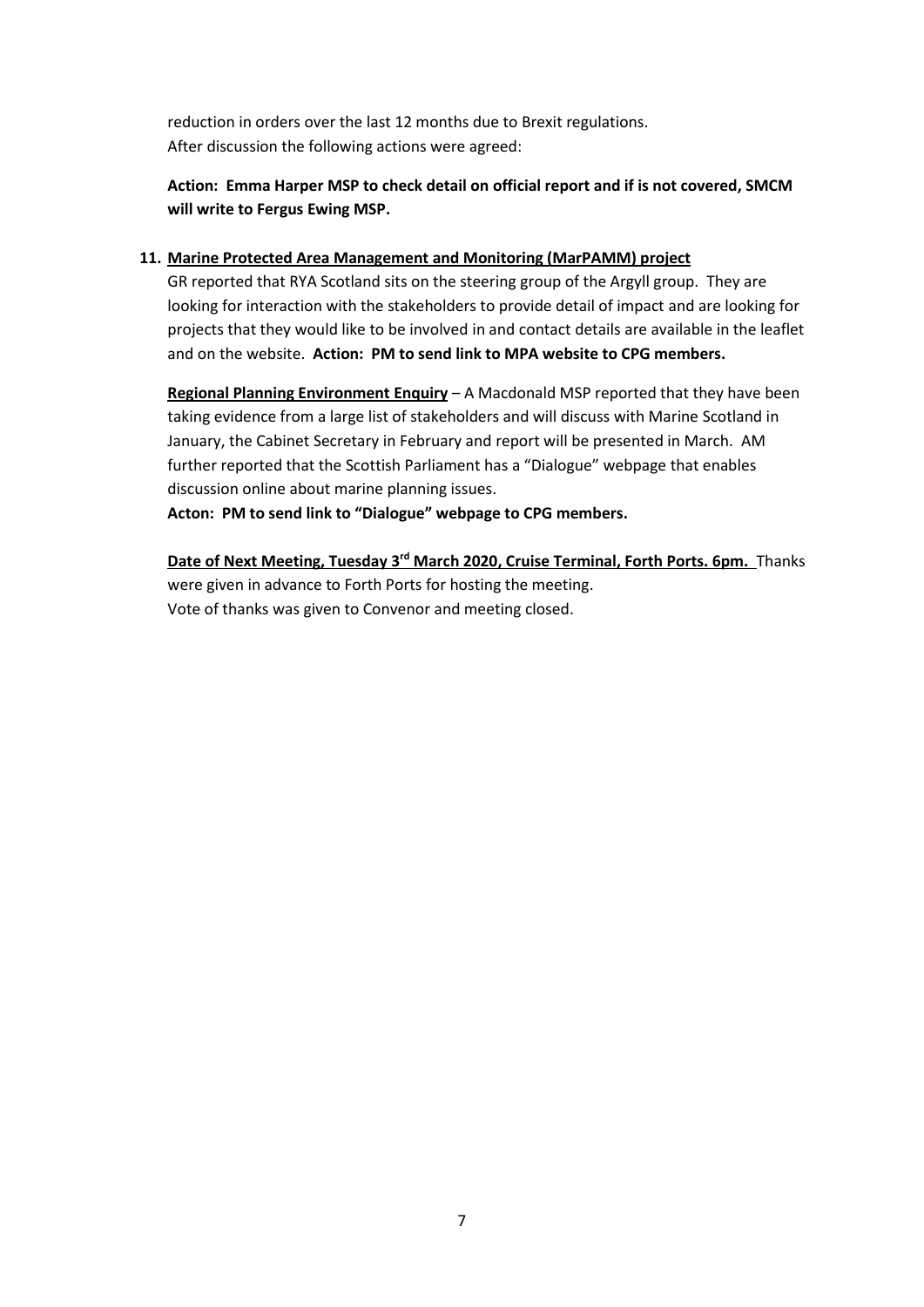reduction in orders over the last 12 months due to Brexit regulations.
After discussion the following actions were agreed:

**Action: Emma Harper MSP to check detail on official report and if is not covered, SMCM will write to Fergus Ewing MSP.**

11. **Marine Protected Area Management and Monitoring (MarPAMM) project**

GR reported that RYA Scotland sits on the steering group of the Argyll group. They are looking for interaction with the stakeholders to provide detail of impact and are looking for projects that they would like to be involved in and contact details are available in the leaflet and on the website. **Action: PM to send link to MPA website to CPG members.**

**Regional Planning Environment Enquiry** – A Macdonald MSP reported that they have been taking evidence from a large list of stakeholders and will discuss with Marine Scotland in January, the Cabinet Secretary in February and report will be presented in March. AM further reported that the Scottish Parliament has a "Dialogue" webpage that enables discussion online about marine planning issues.

**Acton: PM to send link to "Dialogue" webpage to CPG members.**

**Date of Next Meeting, Tuesday 3rd March 2020, Cruise Terminal, Forth Ports. 6pm.** Thanks were given in advance to Forth Ports for hosting the meeting.
Vote of thanks was given to Convenor and meeting closed.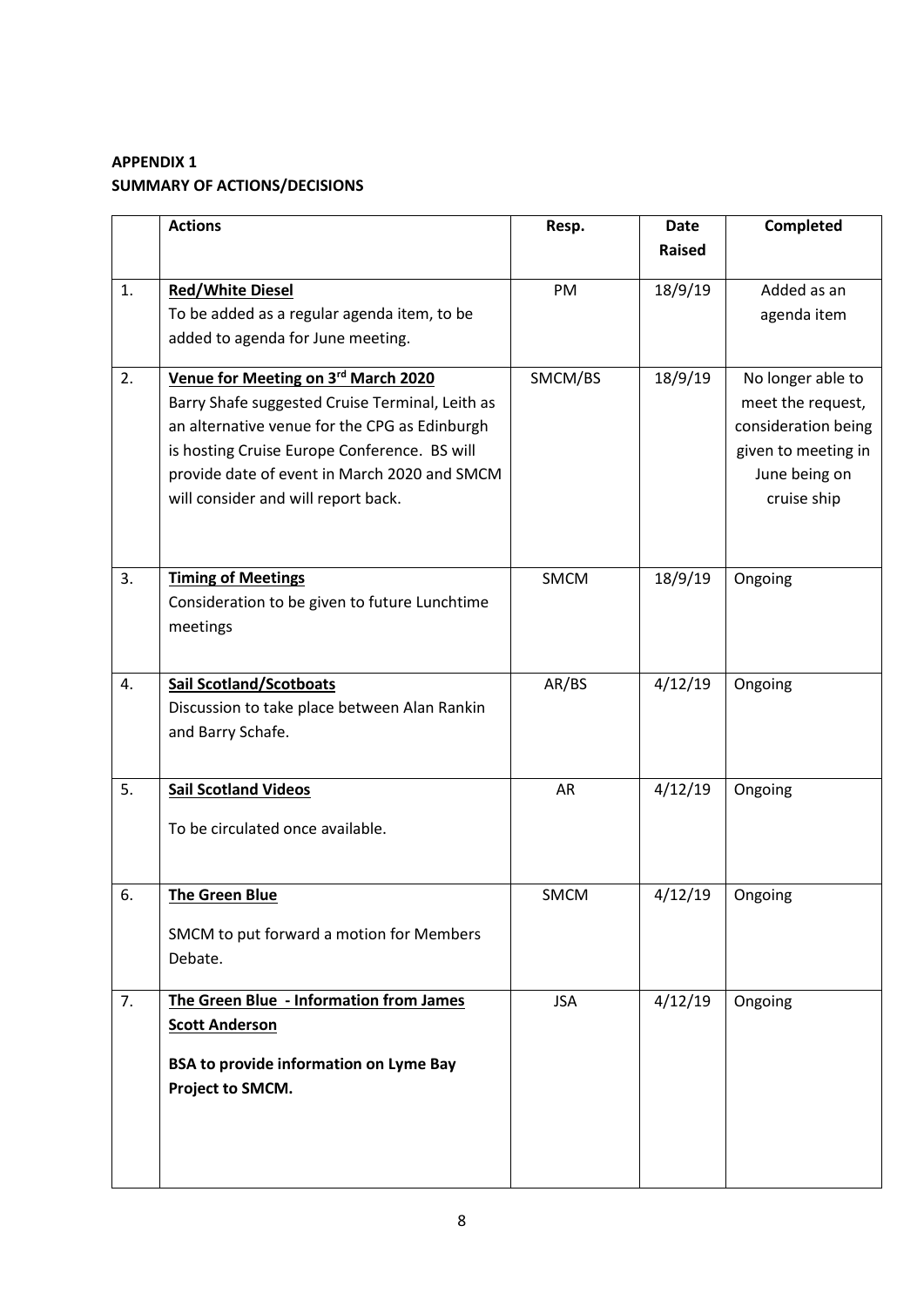**APPENDIX 1**
**SUMMARY OF ACTIONS/DECISIONS**

| | Actions | Resp. | Date Raised | Completed |
|---|---|---|---|---|
| 1. | **Red/White Diesel**<br>To be added as a regular agenda item, to be added to agenda for June meeting. | PM | 18/9/19 | Added as an agenda item |
| 2. | **Venue for Meeting on 3rd March 2020**<br>Barry Shafe suggested Cruise Terminal, Leith as an alternative venue for the CPG as Edinburgh is hosting Cruise Europe Conference. BS will provide date of event in March 2020 and SMCM will consider and will report back. | SMCM/BS | 18/9/19 | No longer able to meet the request, consideration being given to meeting in June being on cruise ship |
| 3. | **Timing of Meetings**<br>Consideration to be given to future Lunchtime meetings | SMCM | 18/9/19 | Ongoing |
| 4. | **Sail Scotland/Scotboats**<br>Discussion to take place between Alan Rankin and Barry Schafe. | AR/BS | 4/12/19 | Ongoing |
| 5. | **Sail Scotland Videos**<br>To be circulated once available. | AR | 4/12/19 | Ongoing |
| 6. | **The Green Blue**<br>SMCM to put forward a motion for Members Debate. | SMCM | 4/12/19 | Ongoing |
| 7. | **The Green Blue - Information from James Scott Anderson**<br>**BSA to provide information on Lyme Bay Project to SMCM.** | JSA | 4/12/19 | Ongoing |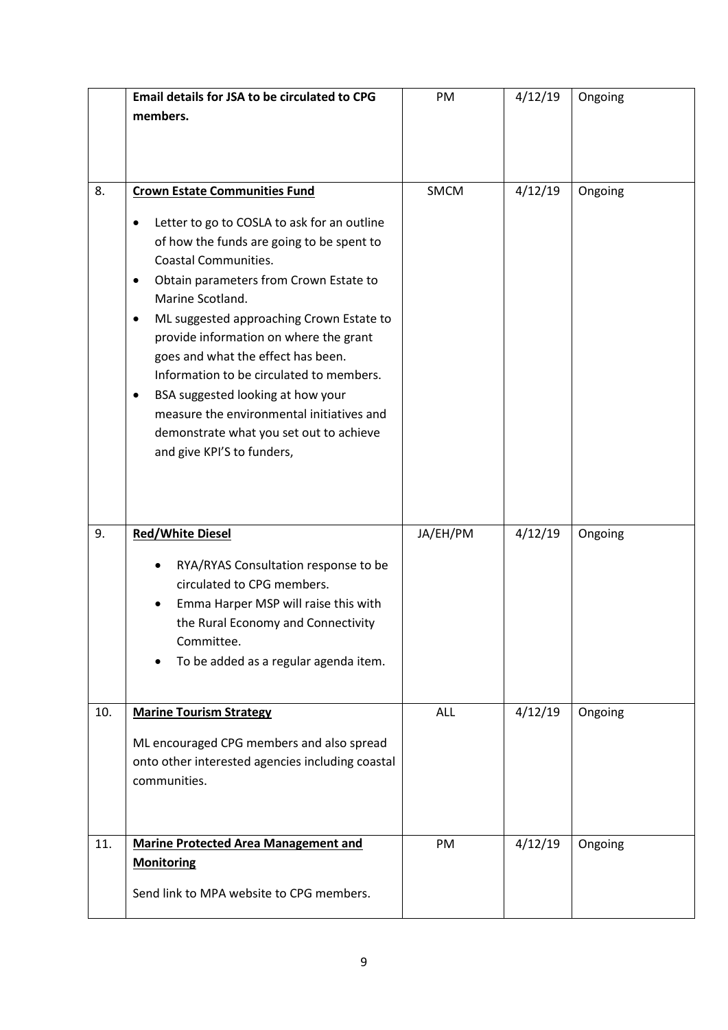| | | | | |
|---|---|---|---|---|
| | **Email details for JSA to be circulated to CPG members.** | PM | 4/12/19 | Ongoing |
| 8. | **<u>Crown Estate Communities Fund</u>**<br><br>• Letter to go to COSLA to ask for an outline of how the funds are going to be spent to Coastal Communities.<br>• Obtain parameters from Crown Estate to Marine Scotland.<br>• ML suggested approaching Crown Estate to provide information on where the grant goes and what the effect has been. Information to be circulated to members.<br>• BSA suggested looking at how your measure the environmental initiatives and demonstrate what you set out to achieve and give KPI'S to funders, | SMCM | 4/12/19 | Ongoing |
| 9. | **<u>Red/White Diesel</u>**<br><br>• RYA/RYAS Consultation response to be circulated to CPG members.<br>• Emma Harper MSP will raise this with the Rural Economy and Connectivity Committee.<br>• To be added as a regular agenda item. | JA/EH/PM | 4/12/19 | Ongoing |
| 10. | **<u>Marine Tourism Strategy</u>**<br><br>ML encouraged CPG members and also spread onto other interested agencies including coastal communities. | ALL | 4/12/19 | Ongoing |
| 11. | **<u>Marine Protected Area Management and Monitoring</u>**<br><br>Send link to MPA website to CPG members. | PM | 4/12/19 | Ongoing |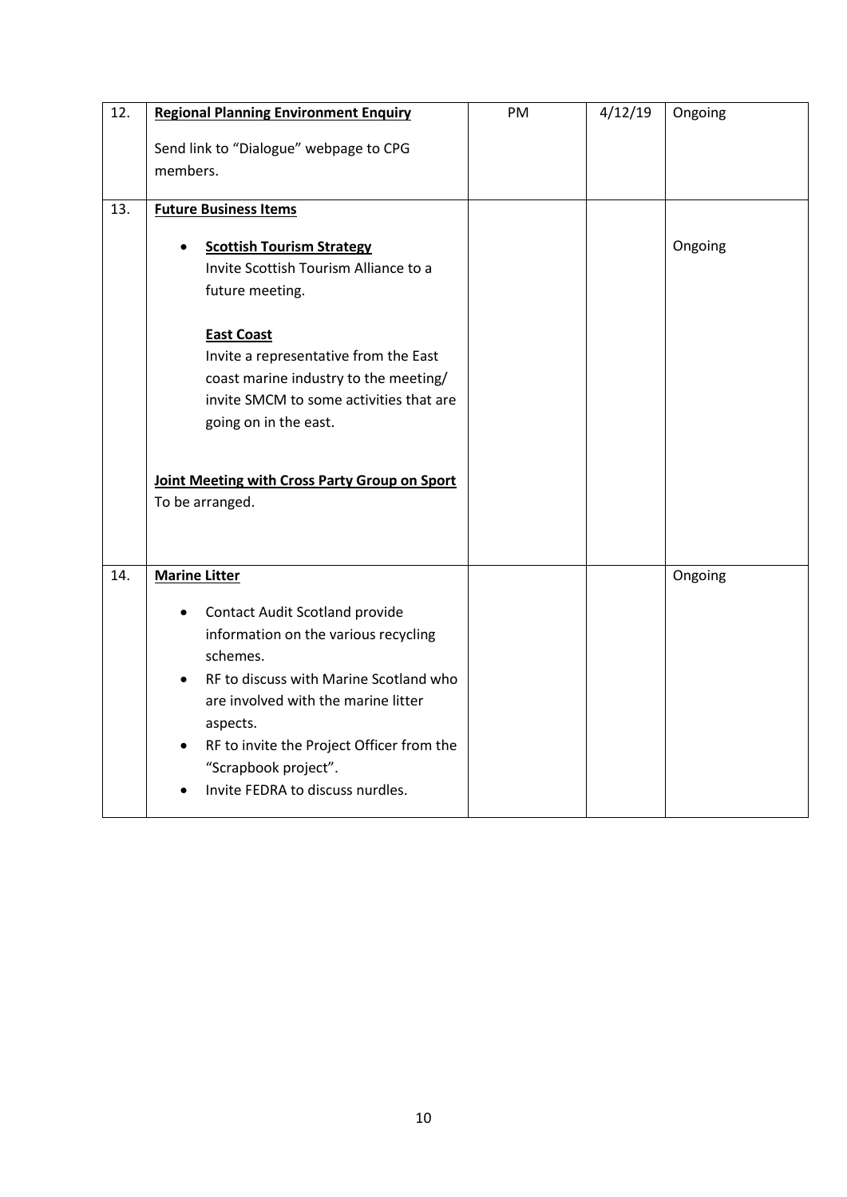| | | | | |
|---|---|---|---|---|
| 12. | **Regional Planning Environment Enquiry**<br><br>Send link to "Dialogue" webpage to CPG members. | PM | 4/12/19 | Ongoing |
| 13. | **Future Business Items**<br><br>• **Scottish Tourism Strategy**<br>Invite Scottish Tourism Alliance to a future meeting.<br><br>**East Coast**<br>Invite a representative from the East coast marine industry to the meeting/ invite SMCM to some activities that are going on in the east.<br><br>**Joint Meeting with Cross Party Group on Sport**<br>To be arranged. | | | Ongoing |
| 14. | **Marine Litter**<br><br>• Contact Audit Scotland provide information on the various recycling schemes.<br>• RF to discuss with Marine Scotland who are involved with the marine litter aspects.<br>• RF to invite the Project Officer from the "Scrapbook project".<br>• Invite FEDRA to discuss nurdles. | | | Ongoing |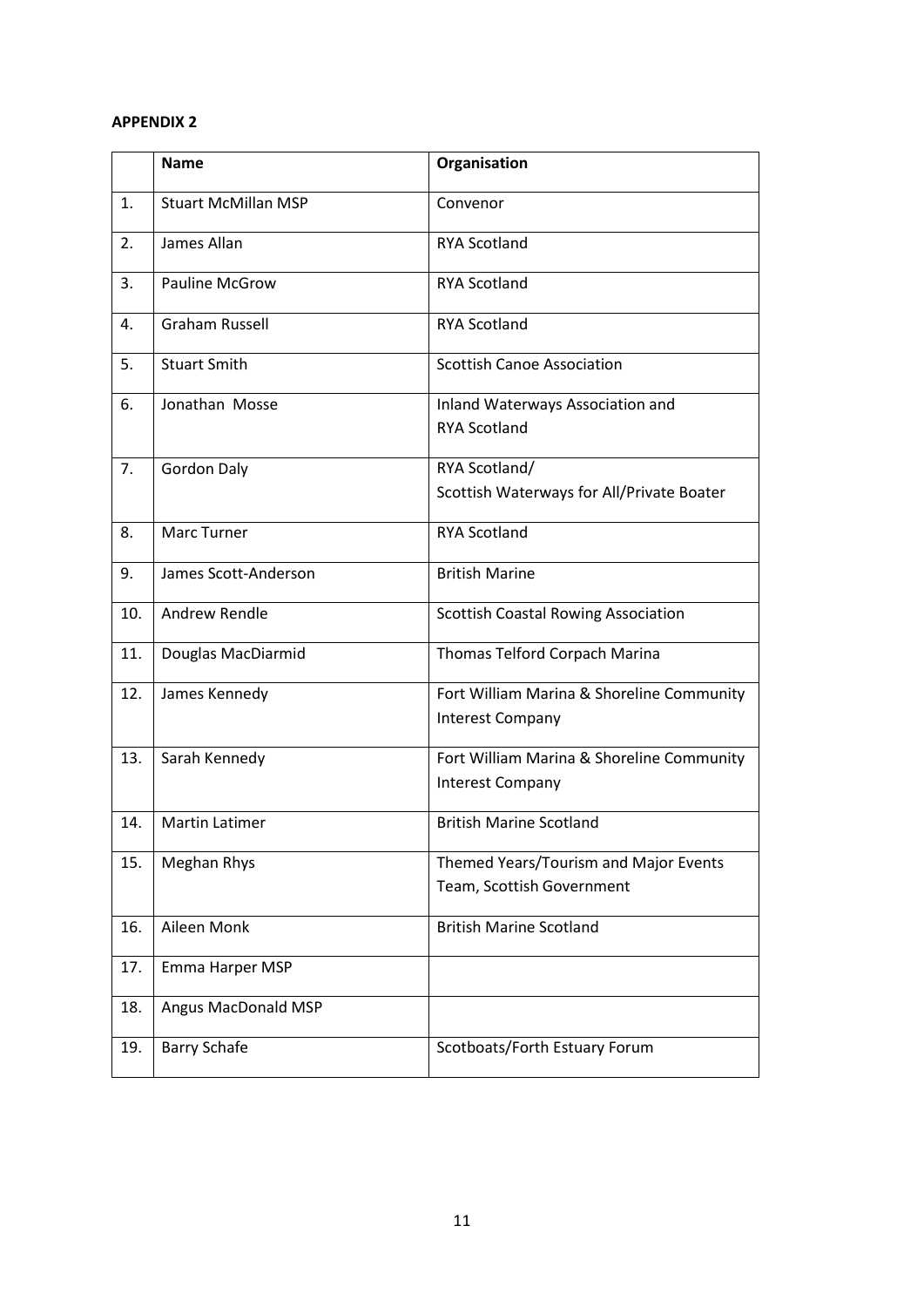**APPENDIX 2**

| | Name | Organisation |
|---|---|---|
| 1. | Stuart McMillan MSP | Convenor |
| 2. | James Allan | RYA Scotland |
| 3. | Pauline McGrow | RYA Scotland |
| 4. | Graham Russell | RYA Scotland |
| 5. | Stuart Smith | Scottish Canoe Association |
| 6. | Jonathan Mosse | Inland Waterways Association and RYA Scotland |
| 7. | Gordon Daly | RYA Scotland/ Scottish Waterways for All/Private Boater |
| 8. | Marc Turner | RYA Scotland |
| 9. | James Scott-Anderson | British Marine |
| 10. | Andrew Rendle | Scottish Coastal Rowing Association |
| 11. | Douglas MacDiarmid | Thomas Telford Corpach Marina |
| 12. | James Kennedy | Fort William Marina & Shoreline Community Interest Company |
| 13. | Sarah Kennedy | Fort William Marina & Shoreline Community Interest Company |
| 14. | Martin Latimer | British Marine Scotland |
| 15. | Meghan Rhys | Themed Years/Tourism and Major Events Team, Scottish Government |
| 16. | Aileen Monk | British Marine Scotland |
| 17. | Emma Harper MSP | |
| 18. | Angus MacDonald MSP | |
| 19. | Barry Schafe | Scotboats/Forth Estuary Forum |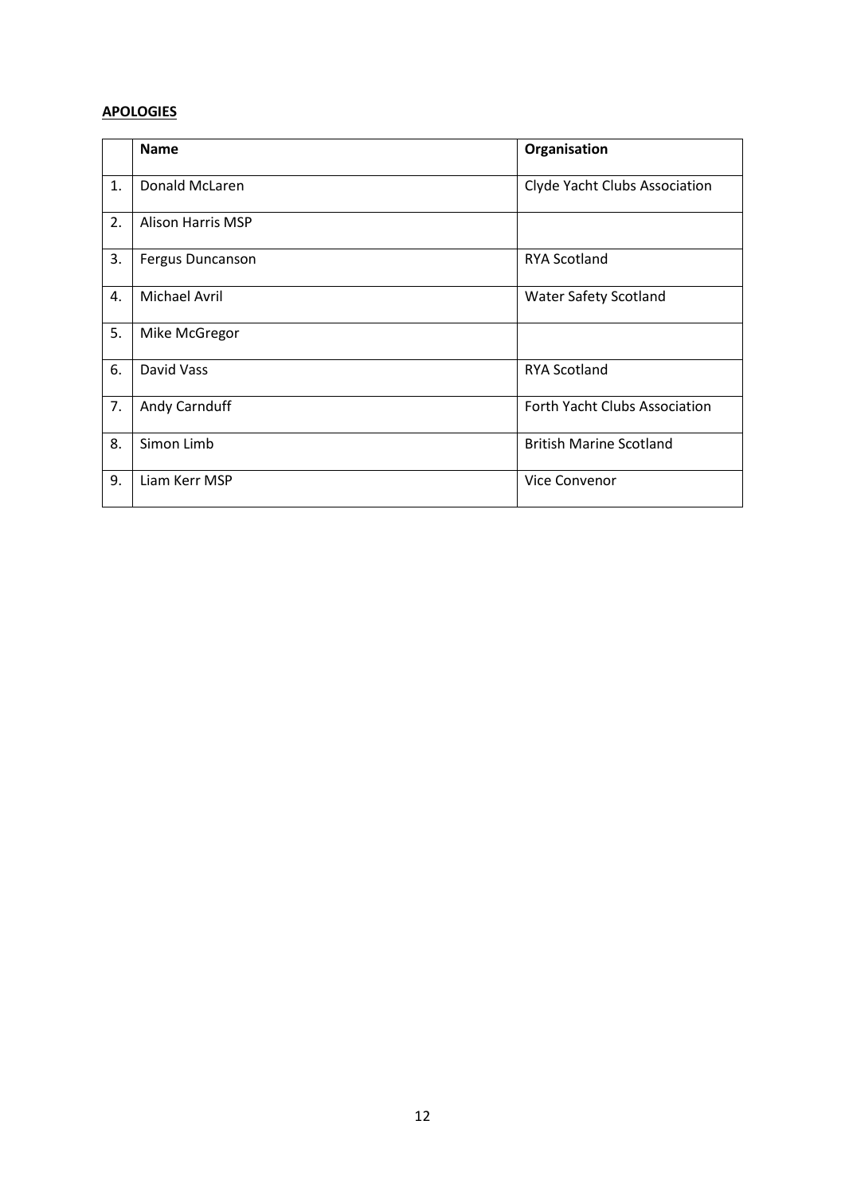**APOLOGIES**

| | Name | Organisation |
|---|---|---|
| 1. | Donald McLaren | Clyde Yacht Clubs Association |
| 2. | Alison Harris MSP | |
| 3. | Fergus Duncanson | RYA Scotland |
| 4. | Michael Avril | Water Safety Scotland |
| 5. | Mike McGregor | |
| 6. | David Vass | RYA Scotland |
| 7. | Andy Carnduff | Forth Yacht Clubs Association |
| 8. | Simon Limb | British Marine Scotland |
| 9. | Liam Kerr MSP | Vice Convenor |